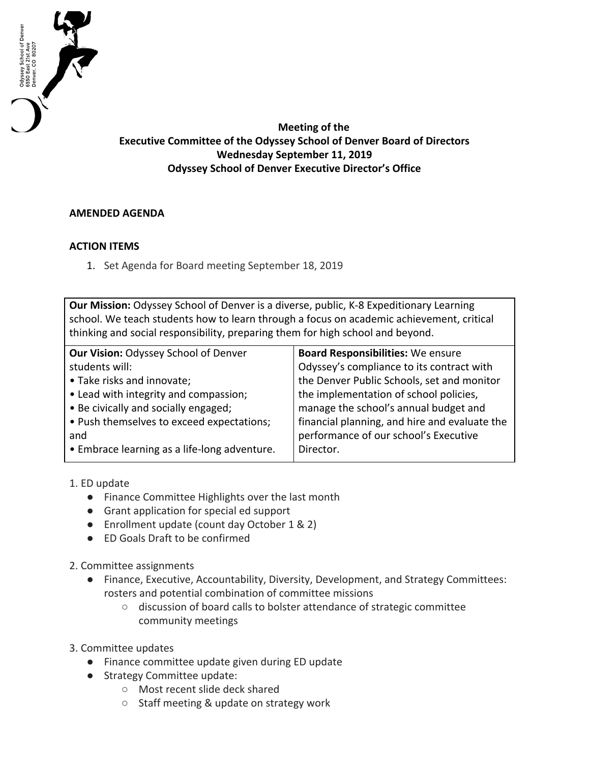Odyssey School of Denver
6550 East 21st Ave
Denver, CO 80207

**Meeting of the**
**Executive Committee of the Odyssey School of Denver Board of Directors**
**Wednesday September 11, 2019**
**Odyssey School of Denver Executive Director's Office**

**AMENDED AGENDA**

**ACTION ITEMS**

1. Set Agenda for Board meeting September 18, 2019

| **Our Mission:** Odyssey School of Denver is a diverse, public, K-8 Expeditionary Learning school. We teach students how to learn through a focus on academic achievement, critical thinking and social responsibility, preparing them for high school and beyond. | |
|---|---|
| **Our Vision:** Odyssey School of Denver students will:<br>• Take risks and innovate;<br>• Lead with integrity and compassion;<br>• Be civically and socially engaged;<br>• Push themselves to exceed expectations; and<br>• Embrace learning as a life-long adventure. | **Board Responsibilities:** We ensure Odyssey's compliance to its contract with the Denver Public Schools, set and monitor the implementation of school policies, manage the school's annual budget and financial planning, and hire and evaluate the performance of our school's Executive Director. |

1. ED update
   - Finance Committee Highlights over the last month
   - Grant application for special ed support
   - Enrollment update (count day October 1 & 2)
   - ED Goals Draft to be confirmed

2. Committee assignments
   - Finance, Executive, Accountability, Diversity, Development, and Strategy Committees: rosters and potential combination of committee missions
     - discussion of board calls to bolster attendance of strategic committee community meetings

3. Committee updates
   - Finance committee update given during ED update
   - Strategy Committee update:
     - Most recent slide deck shared
     - Staff meeting & update on strategy work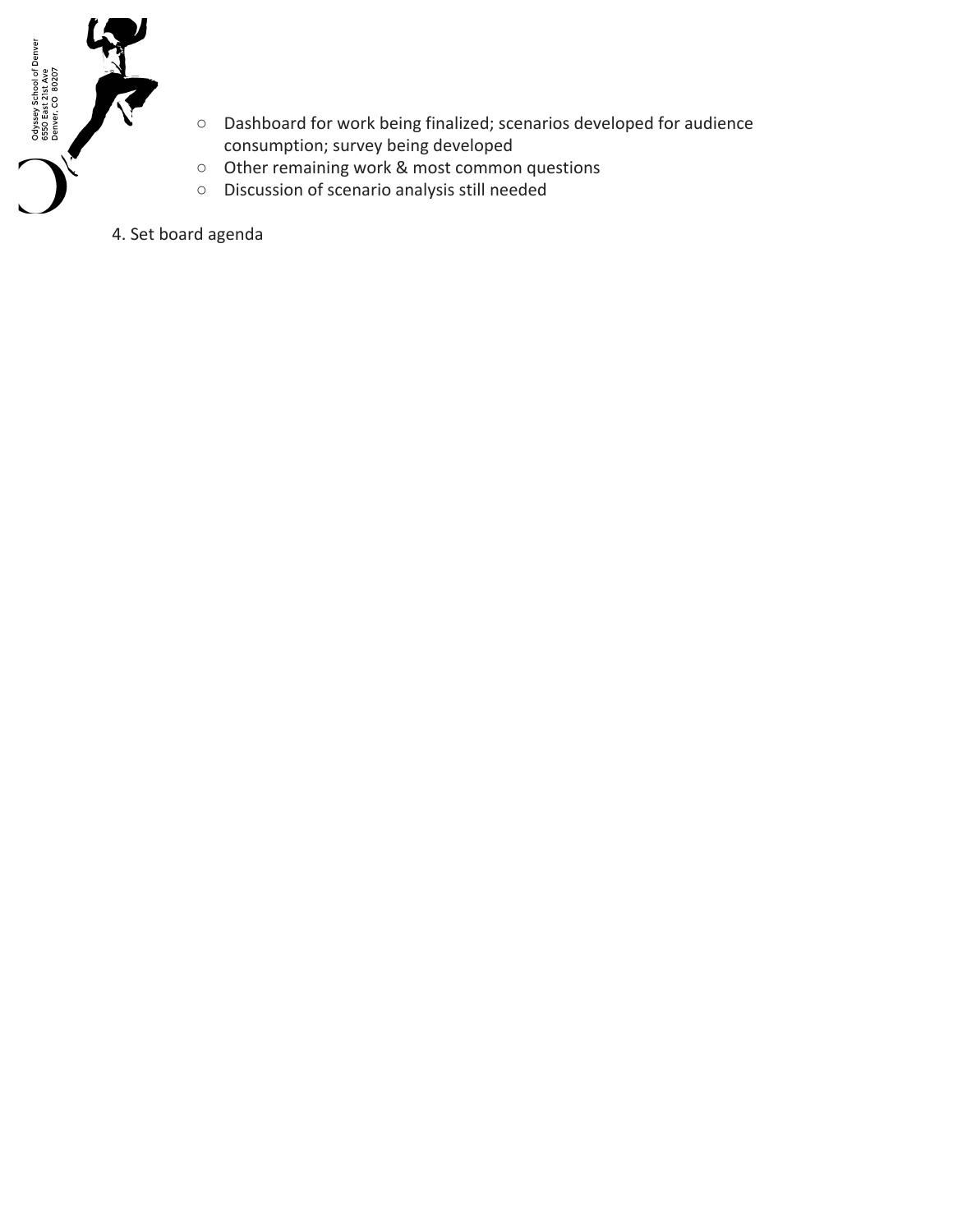- Dashboard for work being finalized; scenarios developed for audience consumption; survey being developed
  - Other remaining work & most common questions
  - Discussion of scenario analysis still needed

4. Set board agenda